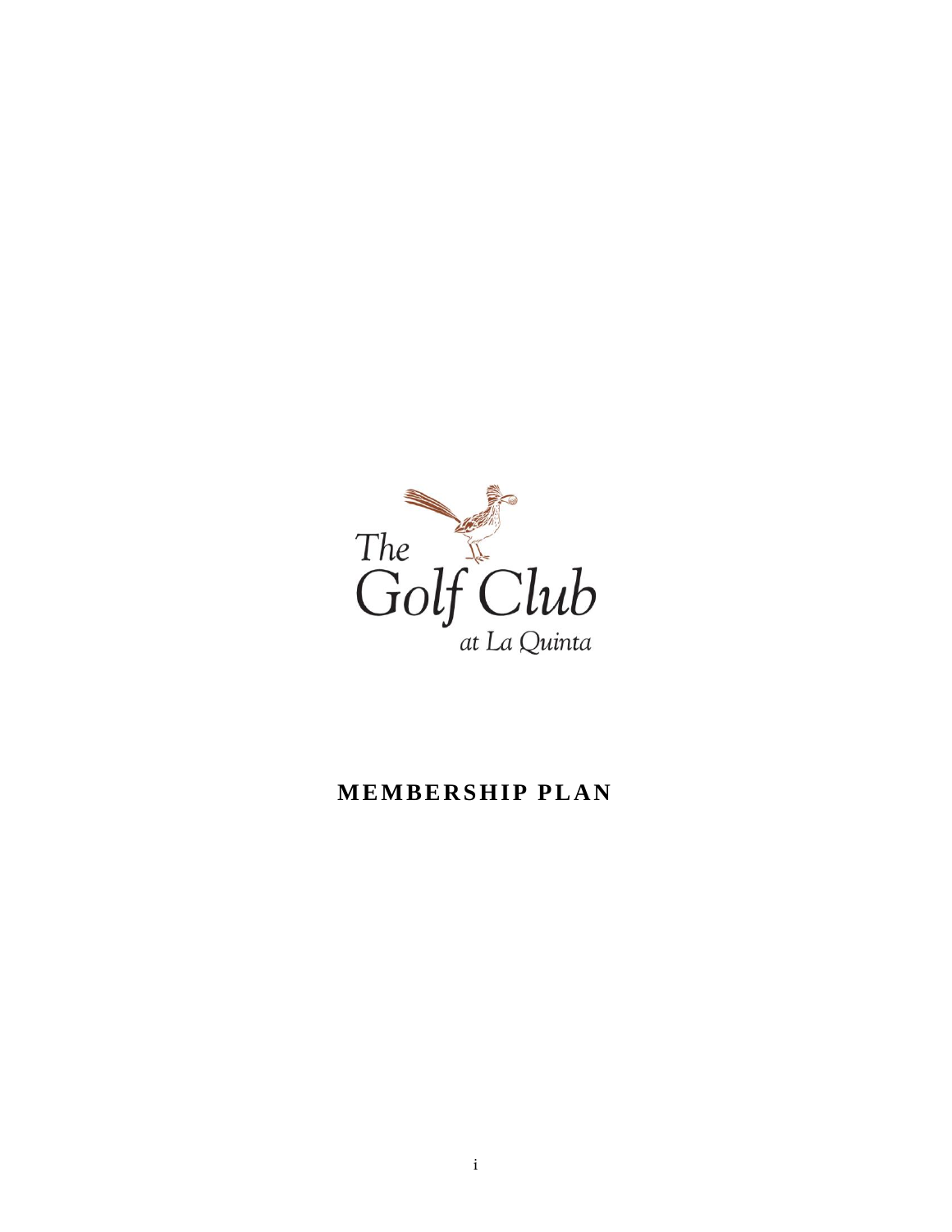The Golf Club

at La Quinta

# MEMBERSHIP PLAN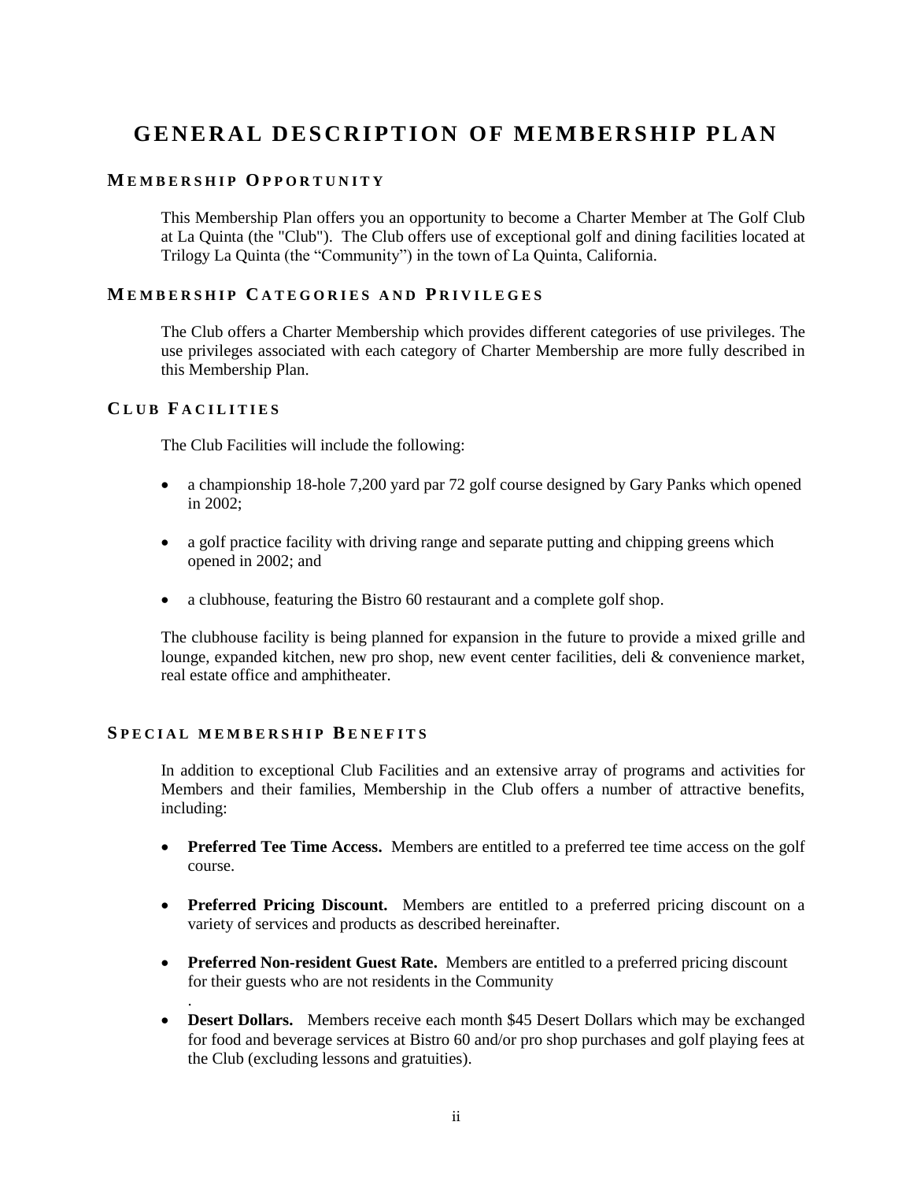# GENERAL DESCRIPTION OF MEMBERSHIP PLAN

## MEMBERSHIP OPPORTUNITY

This Membership Plan offers you an opportunity to become a Charter Member at The Golf Club at La Quinta (the "Club"). The Club offers use of exceptional golf and dining facilities located at Trilogy La Quinta (the "Community") in the town of La Quinta, California.

## MEMBERSHIP CATEGORIES AND PRIVILEGES

The Club offers a Charter Membership which provides different categories of use privileges. The use privileges associated with each category of Charter Membership are more fully described in this Membership Plan.

## CLUB FACILITIES

The Club Facilities will include the following:

- a championship 18-hole 7,200 yard par 72 golf course designed by Gary Panks which opened in 2002;
- a golf practice facility with driving range and separate putting and chipping greens which opened in 2002; and
- a clubhouse, featuring the Bistro 60 restaurant and a complete golf shop.

The clubhouse facility is being planned for expansion in the future to provide a mixed grille and lounge, expanded kitchen, new pro shop, new event center facilities, deli & convenience market, real estate office and amphitheater.

## SPECIAL MEMBERSHIP BENEFITS

In addition to exceptional Club Facilities and an extensive array of programs and activities for Members and their families, Membership in the Club offers a number of attractive benefits, including:

- **Preferred Tee Time Access.** Members are entitled to a preferred tee time access on the golf course.
- **Preferred Pricing Discount.** Members are entitled to a preferred pricing discount on a variety of services and products as described hereinafter.
- **Preferred Non-resident Guest Rate.** Members are entitled to a preferred pricing discount for their guests who are not residents in the Community.
- **Desert Dollars.** Members receive each month $45 Desert Dollars which may be exchanged for food and beverage services at Bistro 60 and/or pro shop purchases and golf playing fees at the Club (excluding lessons and gratuities).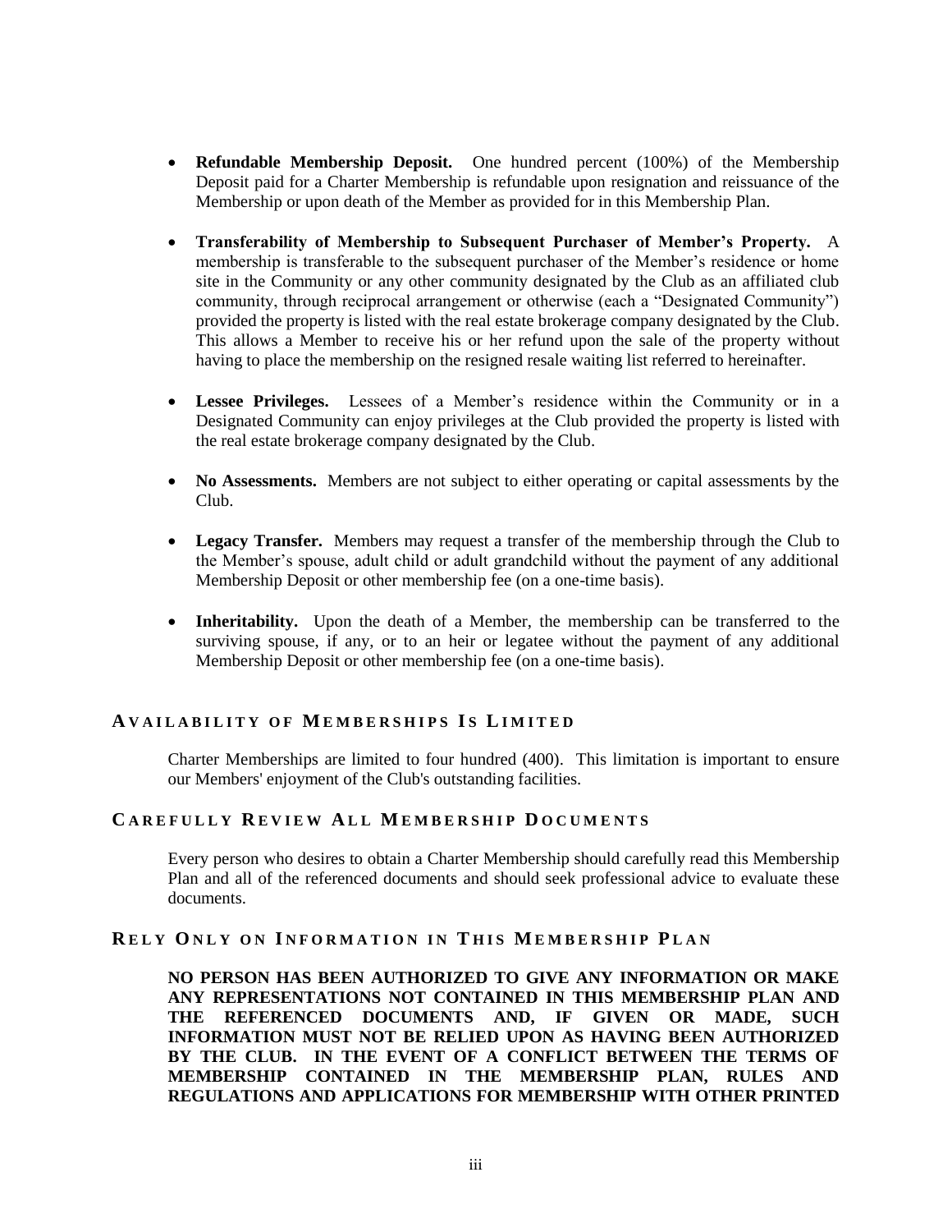- **Refundable Membership Deposit.** One hundred percent (100%) of the Membership Deposit paid for a Charter Membership is refundable upon resignation and reissuance of the Membership or upon death of the Member as provided for in this Membership Plan.

- **Transferability of Membership to Subsequent Purchaser of Member's Property.** A membership is transferable to the subsequent purchaser of the Member's residence or home site in the Community or any other community designated by the Club as an affiliated club community, through reciprocal arrangement or otherwise (each a "Designated Community") provided the property is listed with the real estate brokerage company designated by the Club. This allows a Member to receive his or her refund upon the sale of the property without having to place the membership on the resigned resale waiting list referred to hereinafter.

- **Lessee Privileges.** Lessees of a Member's residence within the Community or in a Designated Community can enjoy privileges at the Club provided the property is listed with the real estate brokerage company designated by the Club.

- **No Assessments.** Members are not subject to either operating or capital assessments by the Club.

- **Legacy Transfer.** Members may request a transfer of the membership through the Club to the Member's spouse, adult child or adult grandchild without the payment of any additional Membership Deposit or other membership fee (on a one-time basis).

- **Inheritability.** Upon the death of a Member, the membership can be transferred to the surviving spouse, if any, or to an heir or legatee without the payment of any additional Membership Deposit or other membership fee (on a one-time basis).

## AVAILABILITY OF MEMBERSHIPS IS LIMITED

Charter Memberships are limited to four hundred (400). This limitation is important to ensure our Members' enjoyment of the Club's outstanding facilities.

## CAREFULLY REVIEW ALL MEMBERSHIP DOCUMENTS

Every person who desires to obtain a Charter Membership should carefully read this Membership Plan and all of the referenced documents and should seek professional advice to evaluate these documents.

## RELY ONLY ON INFORMATION IN THIS MEMBERSHIP PLAN

**NO PERSON HAS BEEN AUTHORIZED TO GIVE ANY INFORMATION OR MAKE ANY REPRESENTATIONS NOT CONTAINED IN THIS MEMBERSHIP PLAN AND THE REFERENCED DOCUMENTS AND, IF GIVEN OR MADE, SUCH INFORMATION MUST NOT BE RELIED UPON AS HAVING BEEN AUTHORIZED BY THE CLUB. IN THE EVENT OF A CONFLICT BETWEEN THE TERMS OF MEMBERSHIP CONTAINED IN THE MEMBERSHIP PLAN, RULES AND REGULATIONS AND APPLICATIONS FOR MEMBERSHIP WITH OTHER PRINTED**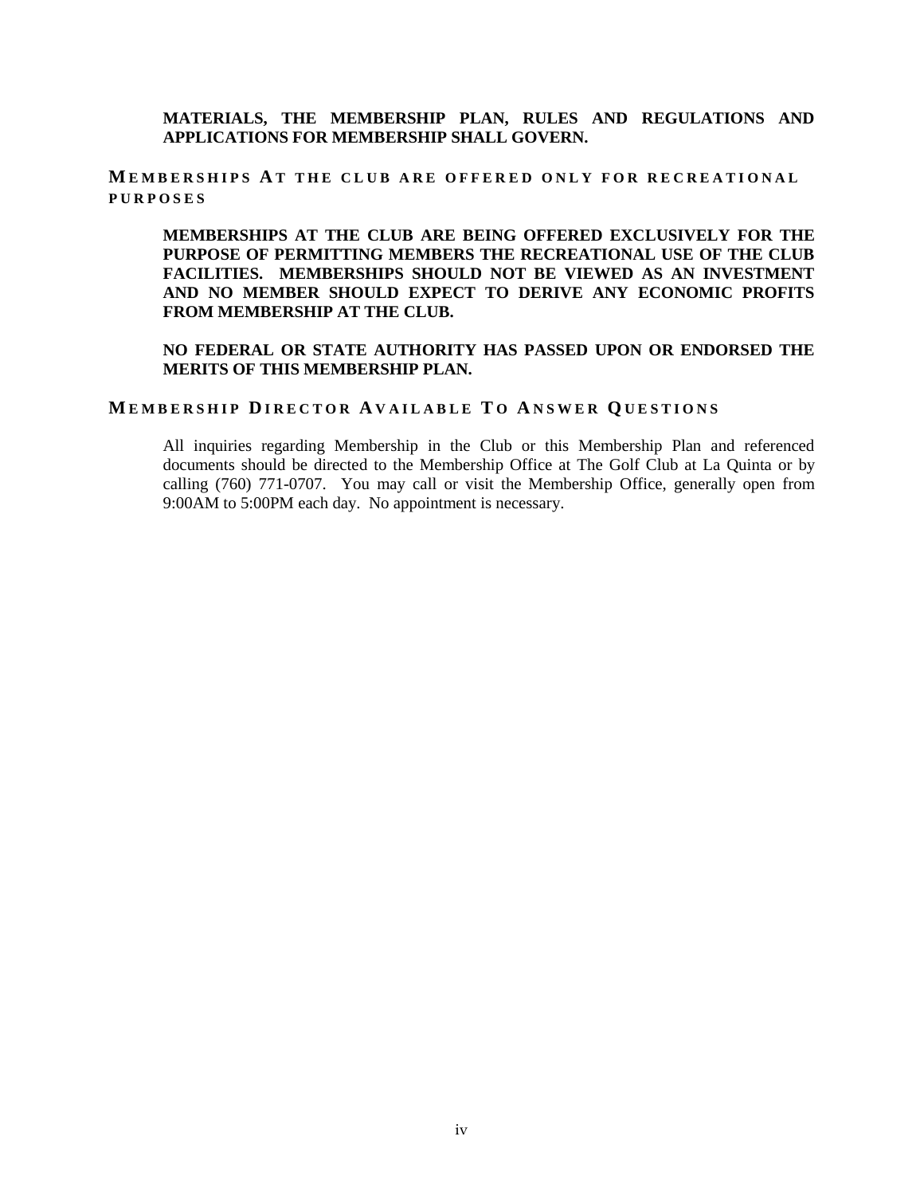**MATERIALS, THE MEMBERSHIP PLAN, RULES AND REGULATIONS AND APPLICATIONS FOR MEMBERSHIP SHALL GOVERN.**

## MEMBERSHIPS AT THE CLUB ARE OFFERED ONLY FOR RECREATIONAL PURPOSES

**MEMBERSHIPS AT THE CLUB ARE BEING OFFERED EXCLUSIVELY FOR THE PURPOSE OF PERMITTING MEMBERS THE RECREATIONAL USE OF THE CLUB FACILITIES. MEMBERSHIPS SHOULD NOT BE VIEWED AS AN INVESTMENT AND NO MEMBER SHOULD EXPECT TO DERIVE ANY ECONOMIC PROFITS FROM MEMBERSHIP AT THE CLUB.**

**NO FEDERAL OR STATE AUTHORITY HAS PASSED UPON OR ENDORSED THE MERITS OF THIS MEMBERSHIP PLAN.**

## MEMBERSHIP DIRECTOR AVAILABLE TO ANSWER QUESTIONS

All inquiries regarding Membership in the Club or this Membership Plan and referenced documents should be directed to the Membership Office at The Golf Club at La Quinta or by calling (760) 771-0707. You may call or visit the Membership Office, generally open from 9:00AM to 5:00PM each day. No appointment is necessary.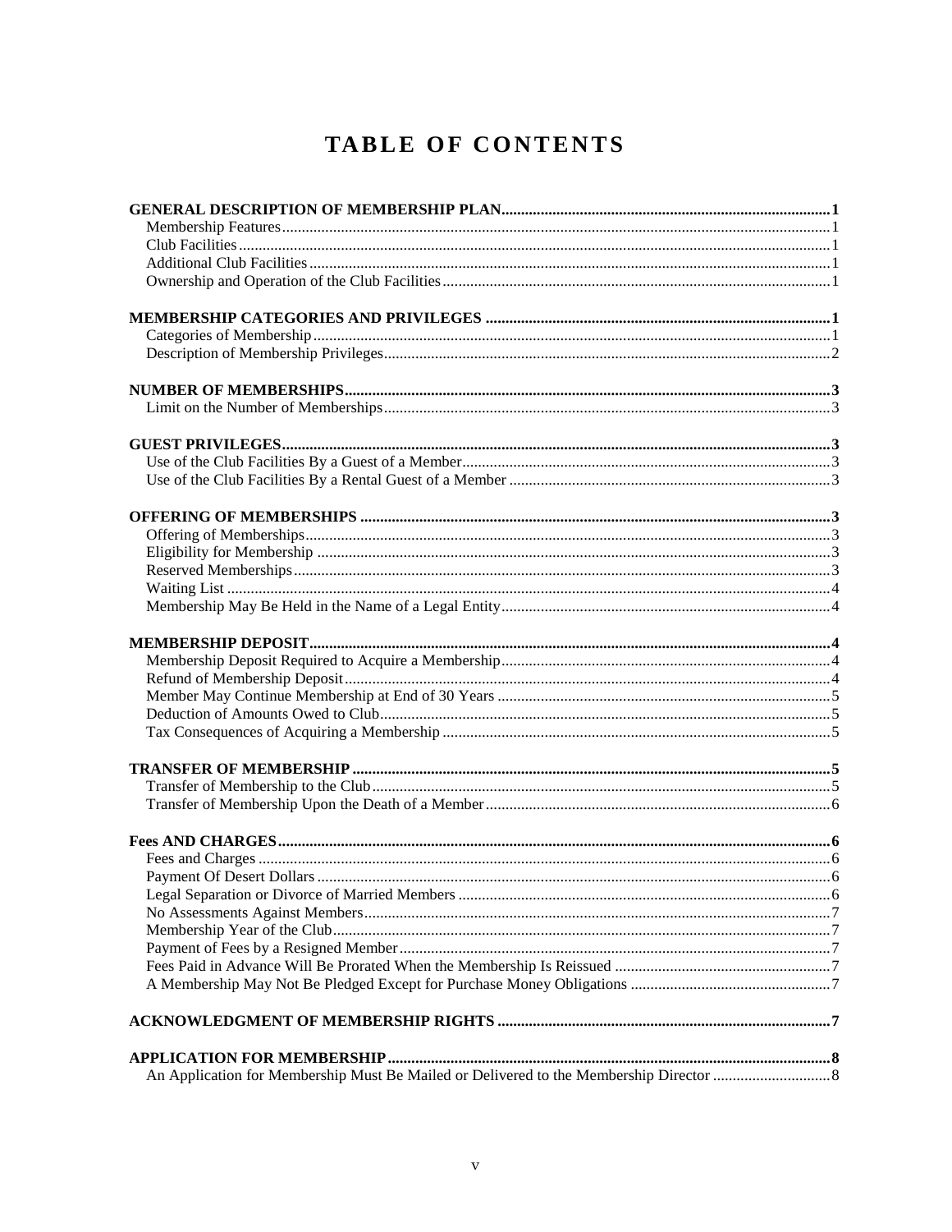# TABLE OF CONTENTS

| | |
|---|---|
| **GENERAL DESCRIPTION OF MEMBERSHIP PLAN** | **1** |
| Membership Features | 1 |
| Club Facilities | 1 |
| Additional Club Facilities | 1 |
| Ownership and Operation of the Club Facilities | 1 |
| **MEMBERSHIP CATEGORIES AND PRIVILEGES** | **1** |
| Categories of Membership | 1 |
| Description of Membership Privileges | 2 |
| **NUMBER OF MEMBERSHIPS** | **3** |
| Limit on the Number of Memberships | 3 |
| **GUEST PRIVILEGES** | **3** |
| Use of the Club Facilities By a Guest of a Member | 3 |
| Use of the Club Facilities By a Rental Guest of a Member | 3 |
| **OFFERING OF MEMBERSHIPS** | **3** |
| Offering of Memberships | 3 |
| Eligibility for Membership | 3 |
| Reserved Memberships | 3 |
| Waiting List | 4 |
| Membership May Be Held in the Name of a Legal Entity | 4 |
| **MEMBERSHIP DEPOSIT** | **4** |
| Membership Deposit Required to Acquire a Membership | 4 |
| Refund of Membership Deposit | 4 |
| Member May Continue Membership at End of 30 Years | 5 |
| Deduction of Amounts Owed to Club | 5 |
| Tax Consequences of Acquiring a Membership | 5 |
| **TRANSFER OF MEMBERSHIP** | **5** |
| Transfer of Membership to the Club | 5 |
| Transfer of Membership Upon the Death of a Member | 6 |
| **Fees AND CHARGES** | **6** |
| Fees and Charges | 6 |
| Payment Of Desert Dollars | 6 |
| Legal Separation or Divorce of Married Members | 6 |
| No Assessments Against Members | 7 |
| Membership Year of the Club | 7 |
| Payment of Fees by a Resigned Member | 7 |
| Fees Paid in Advance Will Be Prorated When the Membership Is Reissued | 7 |
| A Membership May Not Be Pledged Except for Purchase Money Obligations | 7 |
| **ACKNOWLEDGMENT OF MEMBERSHIP RIGHTS** | **7** |
| **APPLICATION FOR MEMBERSHIP** | **8** |
| An Application for Membership Must Be Mailed or Delivered to the Membership Director | 8 |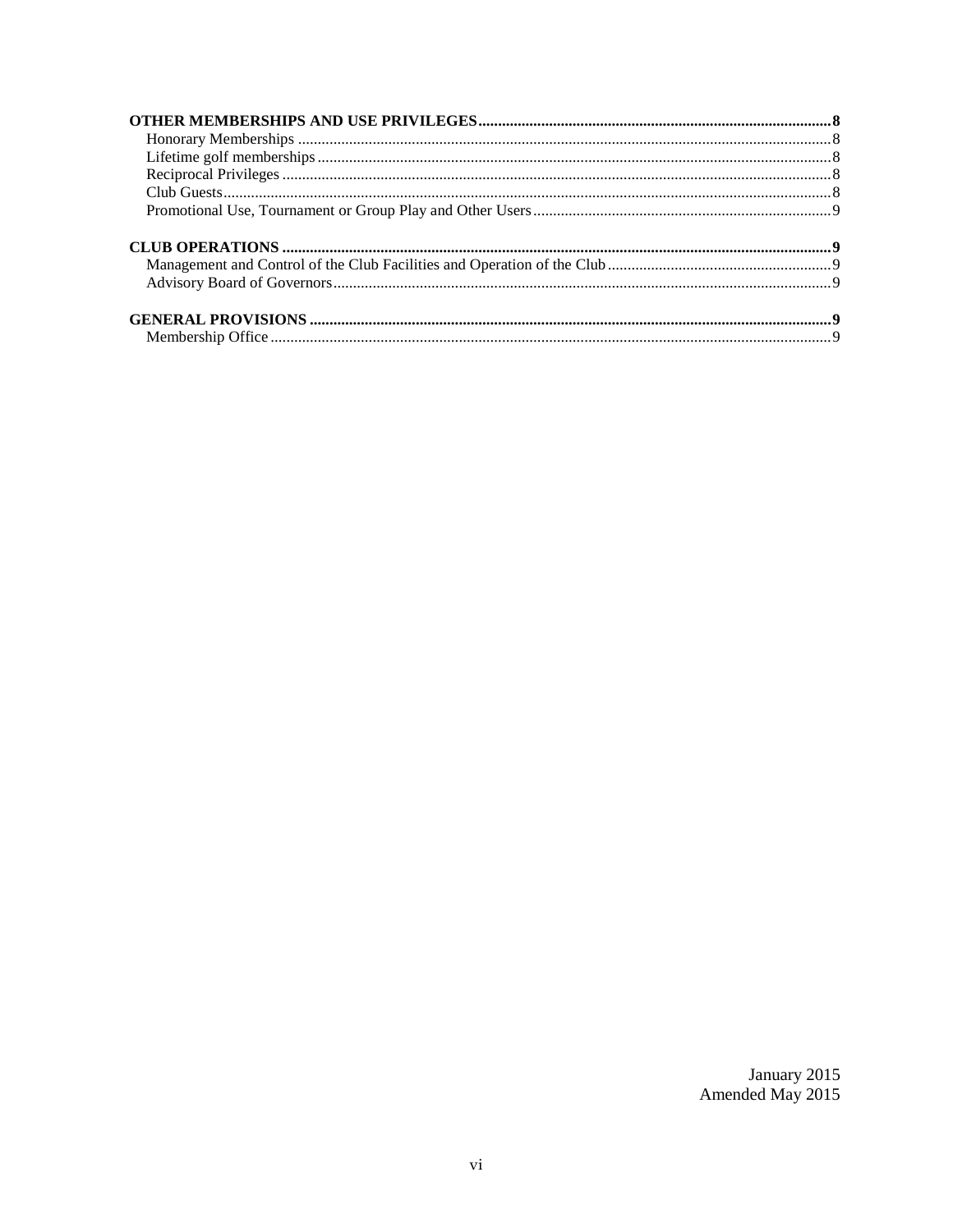**OTHER MEMBERSHIPS AND USE PRIVILEGES** .......... **8**
- Honorary Memberships .......... 8
- Lifetime golf memberships .......... 8
- Reciprocal Privileges .......... 8
- Club Guests .......... 8
- Promotional Use, Tournament or Group Play and Other Users .......... 9

**CLUB OPERATIONS** .......... **9**
- Management and Control of the Club Facilities and Operation of the Club .......... 9
- Advisory Board of Governors .......... 9

**GENERAL PROVISIONS** .......... **9**
- Membership Office .......... 9

January 2015
Amended May 2015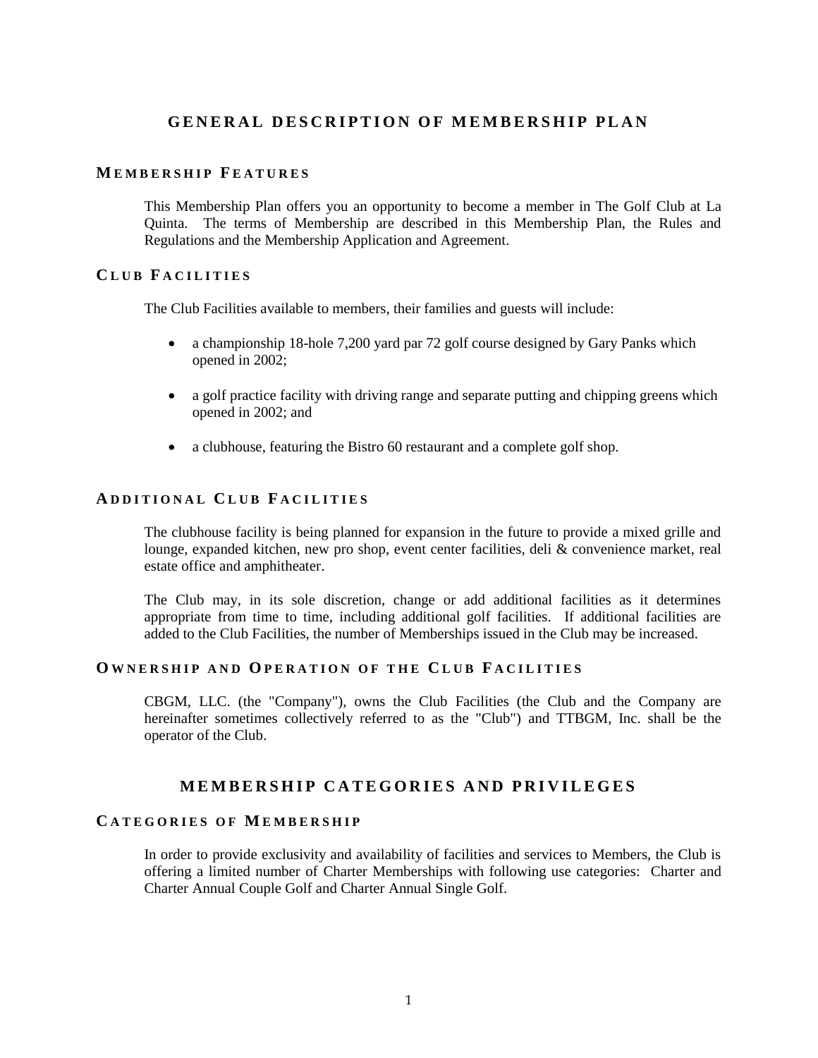# GENERAL DESCRIPTION OF MEMBERSHIP PLAN

## MEMBERSHIP FEATURES

This Membership Plan offers you an opportunity to become a member in The Golf Club at La Quinta. The terms of Membership are described in this Membership Plan, the Rules and Regulations and the Membership Application and Agreement.

## CLUB FACILITIES

The Club Facilities available to members, their families and guests will include:

- a championship 18-hole 7,200 yard par 72 golf course designed by Gary Panks which opened in 2002;
- a golf practice facility with driving range and separate putting and chipping greens which opened in 2002; and
- a clubhouse, featuring the Bistro 60 restaurant and a complete golf shop.

## ADDITIONAL CLUB FACILITIES

The clubhouse facility is being planned for expansion in the future to provide a mixed grille and lounge, expanded kitchen, new pro shop, event center facilities, deli & convenience market, real estate office and amphitheater.

The Club may, in its sole discretion, change or add additional facilities as it determines appropriate from time to time, including additional golf facilities. If additional facilities are added to the Club Facilities, the number of Memberships issued in the Club may be increased.

## OWNERSHIP AND OPERATION OF THE CLUB FACILITIES

CBGM, LLC. (the "Company"), owns the Club Facilities (the Club and the Company are hereinafter sometimes collectively referred to as the "Club") and TTBGM, Inc. shall be the operator of the Club.

# MEMBERSHIP CATEGORIES AND PRIVILEGES

## CATEGORIES OF MEMBERSHIP

In order to provide exclusivity and availability of facilities and services to Members, the Club is offering a limited number of Charter Memberships with following use categories: Charter and Charter Annual Couple Golf and Charter Annual Single Golf.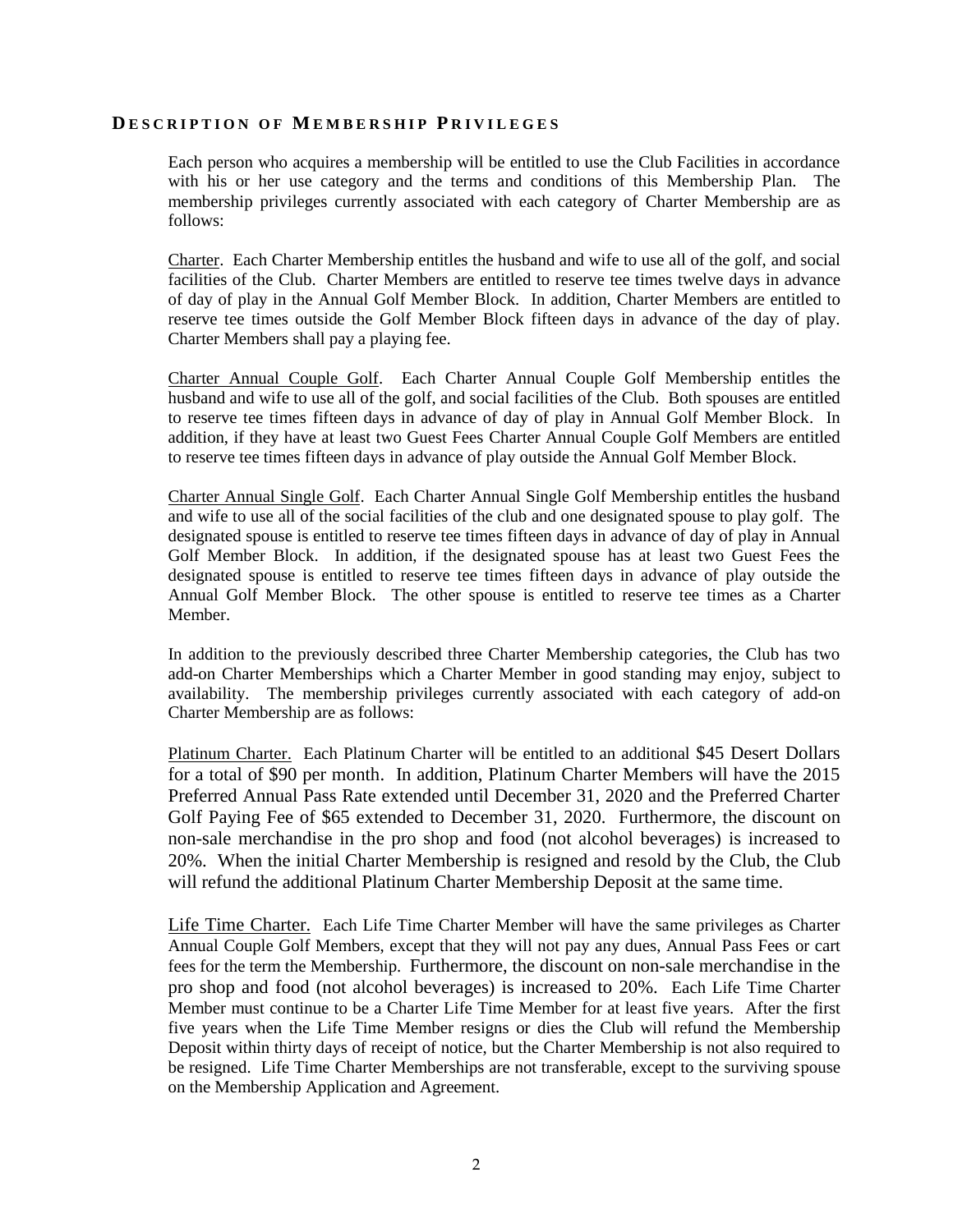## DESCRIPTION OF MEMBERSHIP PRIVILEGES

Each person who acquires a membership will be entitled to use the Club Facilities in accordance with his or her use category and the terms and conditions of this Membership Plan. The membership privileges currently associated with each category of Charter Membership are as follows:

Charter. Each Charter Membership entitles the husband and wife to use all of the golf, and social facilities of the Club. Charter Members are entitled to reserve tee times twelve days in advance of day of play in the Annual Golf Member Block. In addition, Charter Members are entitled to reserve tee times outside the Golf Member Block fifteen days in advance of the day of play. Charter Members shall pay a playing fee.

Charter Annual Couple Golf. Each Charter Annual Couple Golf Membership entitles the husband and wife to use all of the golf, and social facilities of the Club. Both spouses are entitled to reserve tee times fifteen days in advance of day of play in Annual Golf Member Block. In addition, if they have at least two Guest Fees Charter Annual Couple Golf Members are entitled to reserve tee times fifteen days in advance of play outside the Annual Golf Member Block.

Charter Annual Single Golf. Each Charter Annual Single Golf Membership entitles the husband and wife to use all of the social facilities of the club and one designated spouse to play golf. The designated spouse is entitled to reserve tee times fifteen days in advance of day of play in Annual Golf Member Block. In addition, if the designated spouse has at least two Guest Fees the designated spouse is entitled to reserve tee times fifteen days in advance of play outside the Annual Golf Member Block. The other spouse is entitled to reserve tee times as a Charter Member.

In addition to the previously described three Charter Membership categories, the Club has two add-on Charter Memberships which a Charter Member in good standing may enjoy, subject to availability. The membership privileges currently associated with each category of add-on Charter Membership are as follows:

Platinum Charter. Each Platinum Charter will be entitled to an additional $45 Desert Dollars for a total of $90 per month. In addition, Platinum Charter Members will have the 2015 Preferred Annual Pass Rate extended until December 31, 2020 and the Preferred Charter Golf Paying Fee of $65 extended to December 31, 2020. Furthermore, the discount on non-sale merchandise in the pro shop and food (not alcohol beverages) is increased to 20%. When the initial Charter Membership is resigned and resold by the Club, the Club will refund the additional Platinum Charter Membership Deposit at the same time.

Life Time Charter. Each Life Time Charter Member will have the same privileges as Charter Annual Couple Golf Members, except that they will not pay any dues, Annual Pass Fees or cart fees for the term the Membership. Furthermore, the discount on non-sale merchandise in the pro shop and food (not alcohol beverages) is increased to 20%. Each Life Time Charter Member must continue to be a Charter Life Time Member for at least five years. After the first five years when the Life Time Member resigns or dies the Club will refund the Membership Deposit within thirty days of receipt of notice, but the Charter Membership is not also required to be resigned. Life Time Charter Memberships are not transferable, except to the surviving spouse on the Membership Application and Agreement.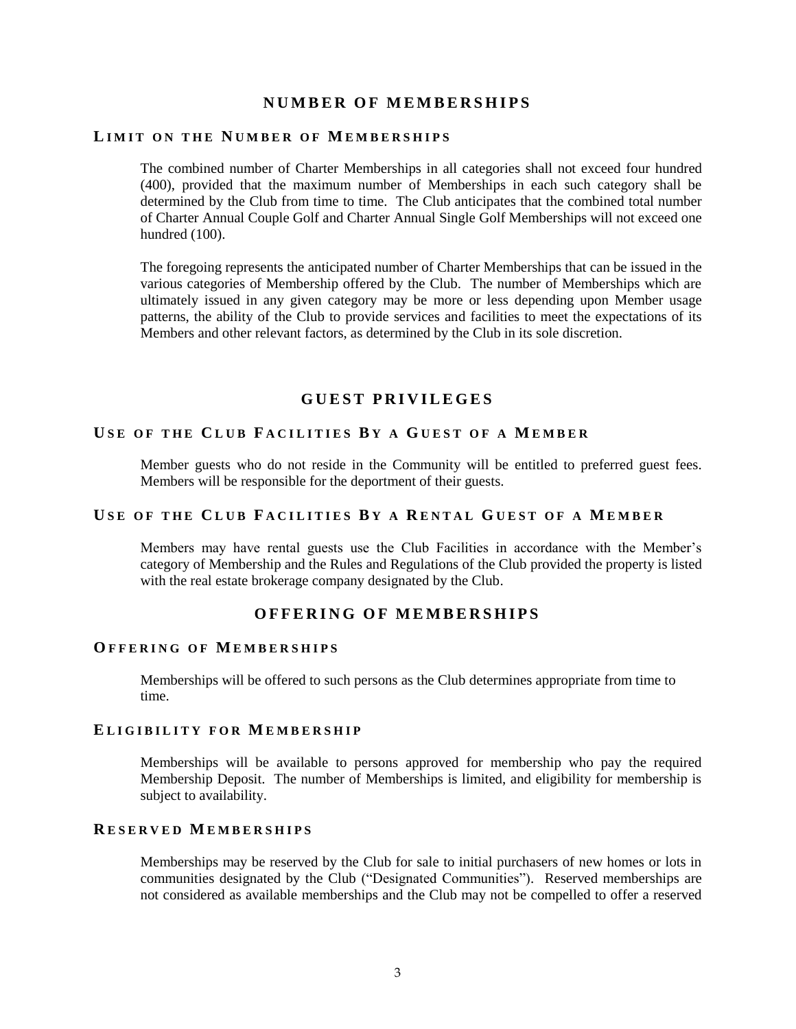## NUMBER OF MEMBERSHIPS

### LIMIT ON THE NUMBER OF MEMBERSHIPS

The combined number of Charter Memberships in all categories shall not exceed four hundred (400), provided that the maximum number of Memberships in each such category shall be determined by the Club from time to time. The Club anticipates that the combined total number of Charter Annual Couple Golf and Charter Annual Single Golf Memberships will not exceed one hundred (100).

The foregoing represents the anticipated number of Charter Memberships that can be issued in the various categories of Membership offered by the Club. The number of Memberships which are ultimately issued in any given category may be more or less depending upon Member usage patterns, the ability of the Club to provide services and facilities to meet the expectations of its Members and other relevant factors, as determined by the Club in its sole discretion.

## GUEST PRIVILEGES

### USE OF THE CLUB FACILITIES BY A GUEST OF A MEMBER

Member guests who do not reside in the Community will be entitled to preferred guest fees. Members will be responsible for the deportment of their guests.

### USE OF THE CLUB FACILITIES BY A RENTAL GUEST OF A MEMBER

Members may have rental guests use the Club Facilities in accordance with the Member's category of Membership and the Rules and Regulations of the Club provided the property is listed with the real estate brokerage company designated by the Club.

## OFFERING OF MEMBERSHIPS

### OFFERING OF MEMBERSHIPS

Memberships will be offered to such persons as the Club determines appropriate from time to time.

### ELIGIBILITY FOR MEMBERSHIP

Memberships will be available to persons approved for membership who pay the required Membership Deposit. The number of Memberships is limited, and eligibility for membership is subject to availability.

### RESERVED MEMBERSHIPS

Memberships may be reserved by the Club for sale to initial purchasers of new homes or lots in communities designated by the Club ("Designated Communities"). Reserved memberships are not considered as available memberships and the Club may not be compelled to offer a reserved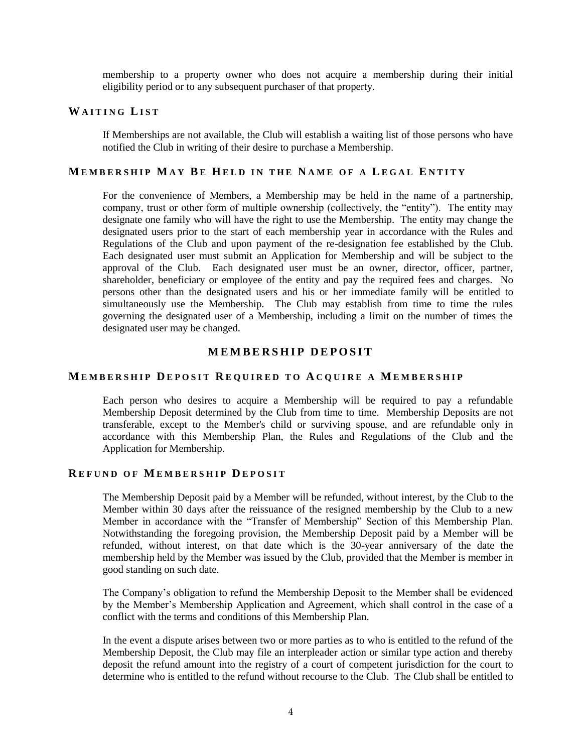membership to a property owner who does not acquire a membership during their initial eligibility period or to any subsequent purchaser of that property.

### Waiting List

If Memberships are not available, the Club will establish a waiting list of those persons who have notified the Club in writing of their desire to purchase a Membership.

### Membership May Be Held in the Name of a Legal Entity

For the convenience of Members, a Membership may be held in the name of a partnership, company, trust or other form of multiple ownership (collectively, the "entity"). The entity may designate one family who will have the right to use the Membership. The entity may change the designated users prior to the start of each membership year in accordance with the Rules and Regulations of the Club and upon payment of the re-designation fee established by the Club. Each designated user must submit an Application for Membership and will be subject to the approval of the Club. Each designated user must be an owner, director, officer, partner, shareholder, beneficiary or employee of the entity and pay the required fees and charges. No persons other than the designated users and his or her immediate family will be entitled to simultaneously use the Membership. The Club may establish from time to time the rules governing the designated user of a Membership, including a limit on the number of times the designated user may be changed.

## MEMBERSHIP DEPOSIT

### Membership Deposit Required to Acquire a Membership

Each person who desires to acquire a Membership will be required to pay a refundable Membership Deposit determined by the Club from time to time. Membership Deposits are not transferable, except to the Member's child or surviving spouse, and are refundable only in accordance with this Membership Plan, the Rules and Regulations of the Club and the Application for Membership.

### Refund of Membership Deposit

The Membership Deposit paid by a Member will be refunded, without interest, by the Club to the Member within 30 days after the reissuance of the resigned membership by the Club to a new Member in accordance with the "Transfer of Membership" Section of this Membership Plan. Notwithstanding the foregoing provision, the Membership Deposit paid by a Member will be refunded, without interest, on that date which is the 30-year anniversary of the date the membership held by the Member was issued by the Club, provided that the Member is member in good standing on such date.

The Company's obligation to refund the Membership Deposit to the Member shall be evidenced by the Member's Membership Application and Agreement, which shall control in the case of a conflict with the terms and conditions of this Membership Plan.

In the event a dispute arises between two or more parties as to who is entitled to the refund of the Membership Deposit, the Club may file an interpleader action or similar type action and thereby deposit the refund amount into the registry of a court of competent jurisdiction for the court to determine who is entitled to the refund without recourse to the Club. The Club shall be entitled to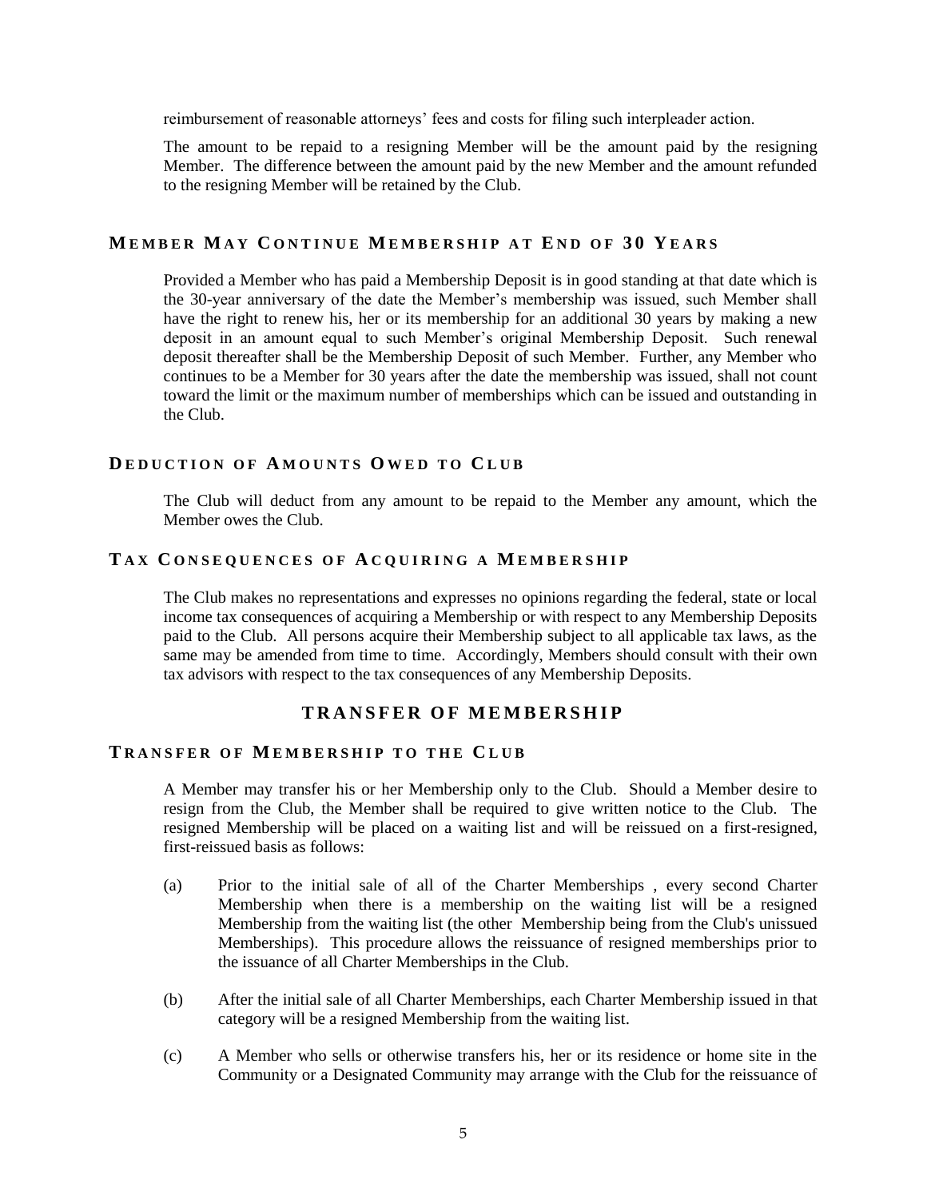reimbursement of reasonable attorneys' fees and costs for filing such interpleader action.

The amount to be repaid to a resigning Member will be the amount paid by the resigning Member. The difference between the amount paid by the new Member and the amount refunded to the resigning Member will be retained by the Club.

### MEMBER MAY CONTINUE MEMBERSHIP AT END OF 30 YEARS

Provided a Member who has paid a Membership Deposit is in good standing at that date which is the 30-year anniversary of the date the Member's membership was issued, such Member shall have the right to renew his, her or its membership for an additional 30 years by making a new deposit in an amount equal to such Member's original Membership Deposit. Such renewal deposit thereafter shall be the Membership Deposit of such Member. Further, any Member who continues to be a Member for 30 years after the date the membership was issued, shall not count toward the limit or the maximum number of memberships which can be issued and outstanding in the Club.

### DEDUCTION OF AMOUNTS OWED TO CLUB

The Club will deduct from any amount to be repaid to the Member any amount, which the Member owes the Club.

### TAX CONSEQUENCES OF ACQUIRING A MEMBERSHIP

The Club makes no representations and expresses no opinions regarding the federal, state or local income tax consequences of acquiring a Membership or with respect to any Membership Deposits paid to the Club. All persons acquire their Membership subject to all applicable tax laws, as the same may be amended from time to time. Accordingly, Members should consult with their own tax advisors with respect to the tax consequences of any Membership Deposits.

## TRANSFER OF MEMBERSHIP

### TRANSFER OF MEMBERSHIP TO THE CLUB

A Member may transfer his or her Membership only to the Club. Should a Member desire to resign from the Club, the Member shall be required to give written notice to the Club. The resigned Membership will be placed on a waiting list and will be reissued on a first-resigned, first-reissued basis as follows:

(a) Prior to the initial sale of all of the Charter Memberships , every second Charter Membership when there is a membership on the waiting list will be a resigned Membership from the waiting list (the other Membership being from the Club's unissued Memberships). This procedure allows the reissuance of resigned memberships prior to the issuance of all Charter Memberships in the Club.

(b) After the initial sale of all Charter Memberships, each Charter Membership issued in that category will be a resigned Membership from the waiting list.

(c) A Member who sells or otherwise transfers his, her or its residence or home site in the Community or a Designated Community may arrange with the Club for the reissuance of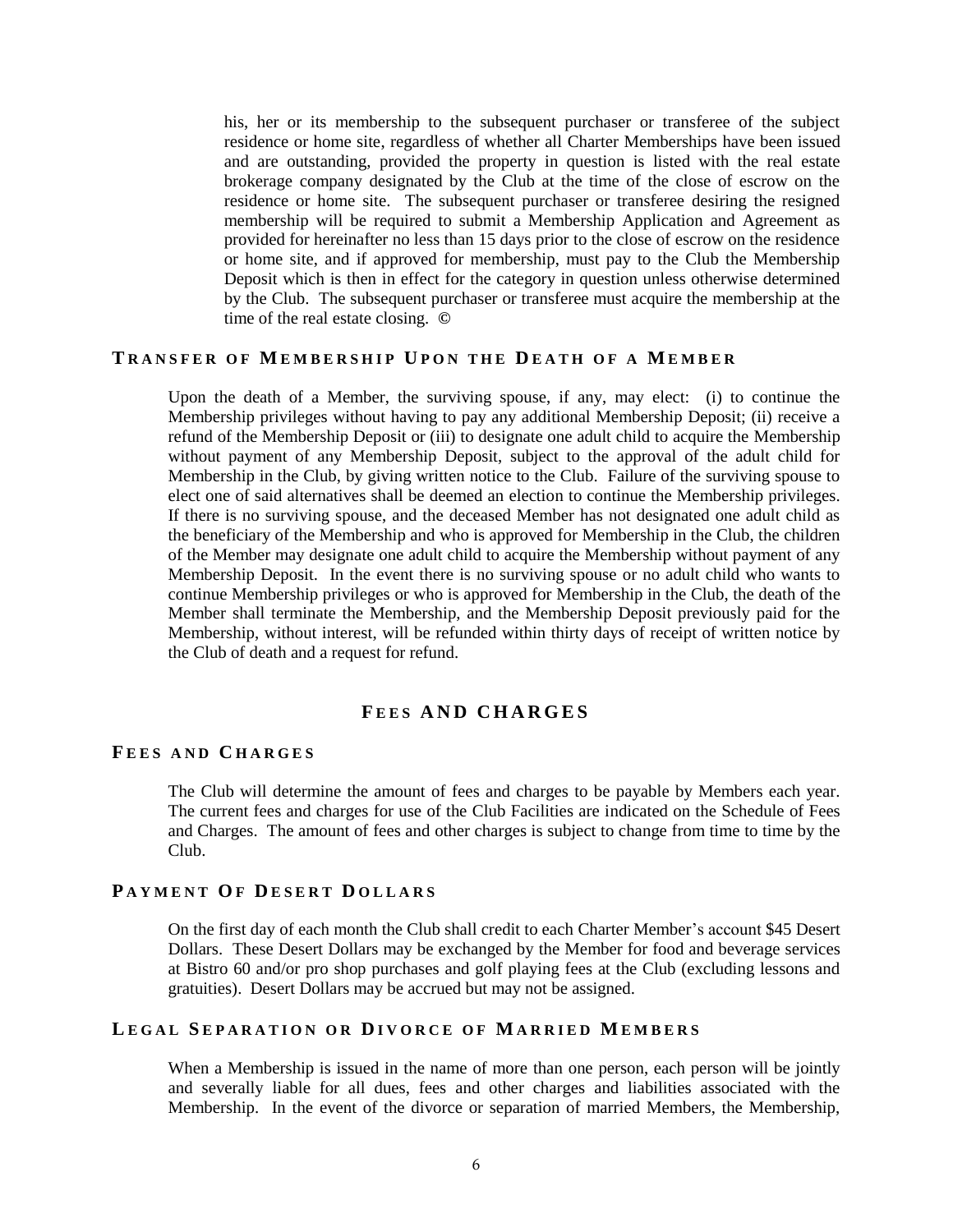his, her or its membership to the subsequent purchaser or transferee of the subject residence or home site, regardless of whether all Charter Memberships have been issued and are outstanding, provided the property in question is listed with the real estate brokerage company designated by the Club at the time of the close of escrow on the residence or home site. The subsequent purchaser or transferee desiring the resigned membership will be required to submit a Membership Application and Agreement as provided for hereinafter no less than 15 days prior to the close of escrow on the residence or home site, and if approved for membership, must pay to the Club the Membership Deposit which is then in effect for the category in question unless otherwise determined by the Club. The subsequent purchaser or transferee must acquire the membership at the time of the real estate closing. ©

### Transfer of Membership Upon the Death of a Member

Upon the death of a Member, the surviving spouse, if any, may elect: (i) to continue the Membership privileges without having to pay any additional Membership Deposit; (ii) receive a refund of the Membership Deposit or (iii) to designate one adult child to acquire the Membership without payment of any Membership Deposit, subject to the approval of the adult child for Membership in the Club, by giving written notice to the Club. Failure of the surviving spouse to elect one of said alternatives shall be deemed an election to continue the Membership privileges. If there is no surviving spouse, and the deceased Member has not designated one adult child as the beneficiary of the Membership and who is approved for Membership in the Club, the children of the Member may designate one adult child to acquire the Membership without payment of any Membership Deposit. In the event there is no surviving spouse or no adult child who wants to continue Membership privileges or who is approved for Membership in the Club, the death of the Member shall terminate the Membership, and the Membership Deposit previously paid for the Membership, without interest, will be refunded within thirty days of receipt of written notice by the Club of death and a request for refund.

## Fees and Charges

### Fees and Charges

The Club will determine the amount of fees and charges to be payable by Members each year. The current fees and charges for use of the Club Facilities are indicated on the Schedule of Fees and Charges. The amount of fees and other charges is subject to change from time to time by the Club.

### Payment Of Desert Dollars

On the first day of each month the Club shall credit to each Charter Member's account $45 Desert Dollars. These Desert Dollars may be exchanged by the Member for food and beverage services at Bistro 60 and/or pro shop purchases and golf playing fees at the Club (excluding lessons and gratuities). Desert Dollars may be accrued but may not be assigned.

### Legal Separation or Divorce of Married Members

When a Membership is issued in the name of more than one person, each person will be jointly and severally liable for all dues, fees and other charges and liabilities associated with the Membership. In the event of the divorce or separation of married Members, the Membership,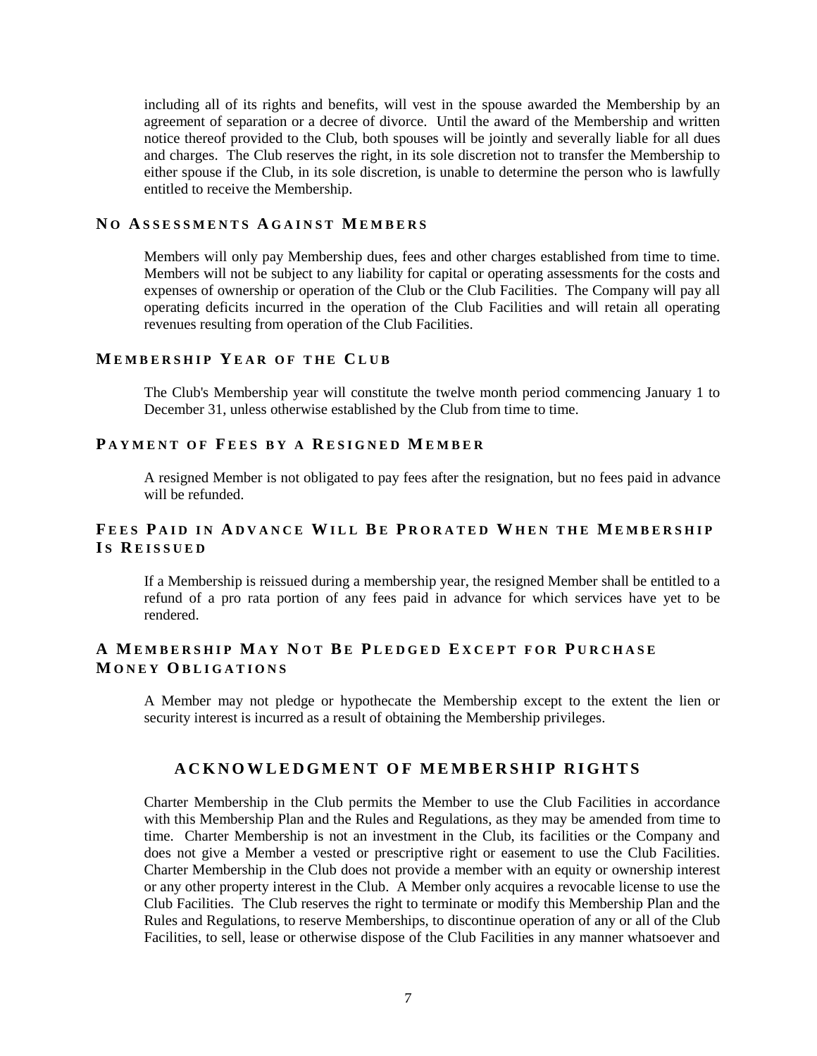including all of its rights and benefits, will vest in the spouse awarded the Membership by an agreement of separation or a decree of divorce. Until the award of the Membership and written notice thereof provided to the Club, both spouses will be jointly and severally liable for all dues and charges. The Club reserves the right, in its sole discretion not to transfer the Membership to either spouse if the Club, in its sole discretion, is unable to determine the person who is lawfully entitled to receive the Membership.

### No Assessments Against Members

Members will only pay Membership dues, fees and other charges established from time to time. Members will not be subject to any liability for capital or operating assessments for the costs and expenses of ownership or operation of the Club or the Club Facilities. The Company will pay all operating deficits incurred in the operation of the Club Facilities and will retain all operating revenues resulting from operation of the Club Facilities.

### Membership Year of the Club

The Club's Membership year will constitute the twelve month period commencing January 1 to December 31, unless otherwise established by the Club from time to time.

### Payment of Fees by a Resigned Member

A resigned Member is not obligated to pay fees after the resignation, but no fees paid in advance will be refunded.

### Fees Paid in Advance Will Be Prorated When the Membership Is Reissued

If a Membership is reissued during a membership year, the resigned Member shall be entitled to a refund of a pro rata portion of any fees paid in advance for which services have yet to be rendered.

### A Membership May Not Be Pledged Except for Purchase Money Obligations

A Member may not pledge or hypothecate the Membership except to the extent the lien or security interest is incurred as a result of obtaining the Membership privileges.

## ACKNOWLEDGMENT OF MEMBERSHIP RIGHTS

Charter Membership in the Club permits the Member to use the Club Facilities in accordance with this Membership Plan and the Rules and Regulations, as they may be amended from time to time. Charter Membership is not an investment in the Club, its facilities or the Company and does not give a Member a vested or prescriptive right or easement to use the Club Facilities. Charter Membership in the Club does not provide a member with an equity or ownership interest or any other property interest in the Club. A Member only acquires a revocable license to use the Club Facilities. The Club reserves the right to terminate or modify this Membership Plan and the Rules and Regulations, to reserve Memberships, to discontinue operation of any or all of the Club Facilities, to sell, lease or otherwise dispose of the Club Facilities in any manner whatsoever and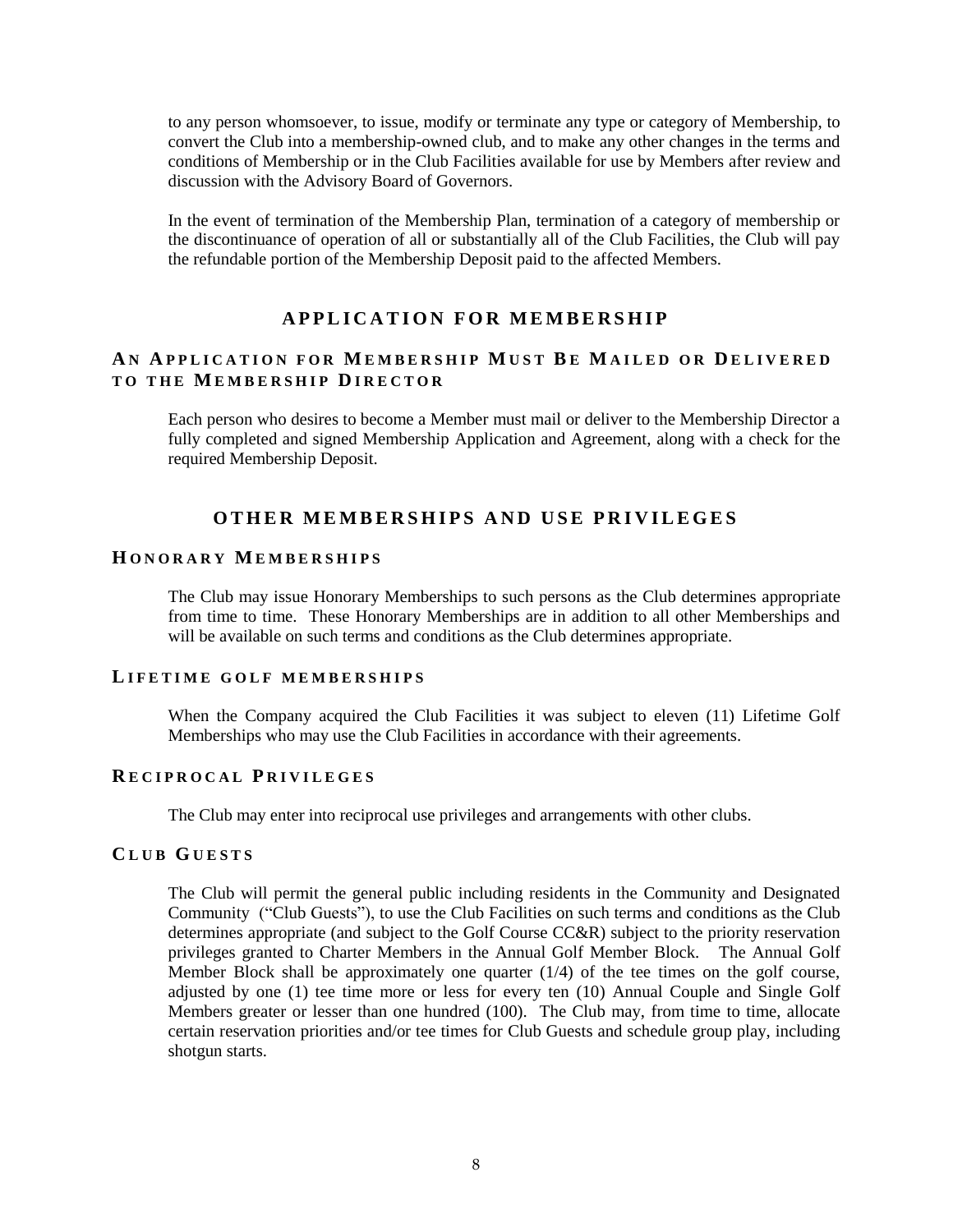to any person whomsoever, to issue, modify or terminate any type or category of Membership, to convert the Club into a membership-owned club, and to make any other changes in the terms and conditions of Membership or in the Club Facilities available for use by Members after review and discussion with the Advisory Board of Governors.

In the event of termination of the Membership Plan, termination of a category of membership or the discontinuance of operation of all or substantially all of the Club Facilities, the Club will pay the refundable portion of the Membership Deposit paid to the affected Members.

## APPLICATION FOR MEMBERSHIP

### AN APPLICATION FOR MEMBERSHIP MUST BE MAILED OR DELIVERED TO THE MEMBERSHIP DIRECTOR

Each person who desires to become a Member must mail or deliver to the Membership Director a fully completed and signed Membership Application and Agreement, along with a check for the required Membership Deposit.

## OTHER MEMBERSHIPS AND USE PRIVILEGES

### HONORARY MEMBERSHIPS

The Club may issue Honorary Memberships to such persons as the Club determines appropriate from time to time. These Honorary Memberships are in addition to all other Memberships and will be available on such terms and conditions as the Club determines appropriate.

### LIFETIME GOLF MEMBERSHIPS

When the Company acquired the Club Facilities it was subject to eleven (11) Lifetime Golf Memberships who may use the Club Facilities in accordance with their agreements.

### RECIPROCAL PRIVILEGES

The Club may enter into reciprocal use privileges and arrangements with other clubs.

### CLUB GUESTS

The Club will permit the general public including residents in the Community and Designated Community ("Club Guests"), to use the Club Facilities on such terms and conditions as the Club determines appropriate (and subject to the Golf Course CC&R) subject to the priority reservation privileges granted to Charter Members in the Annual Golf Member Block. The Annual Golf Member Block shall be approximately one quarter (1/4) of the tee times on the golf course, adjusted by one (1) tee time more or less for every ten (10) Annual Couple and Single Golf Members greater or lesser than one hundred (100). The Club may, from time to time, allocate certain reservation priorities and/or tee times for Club Guests and schedule group play, including shotgun starts.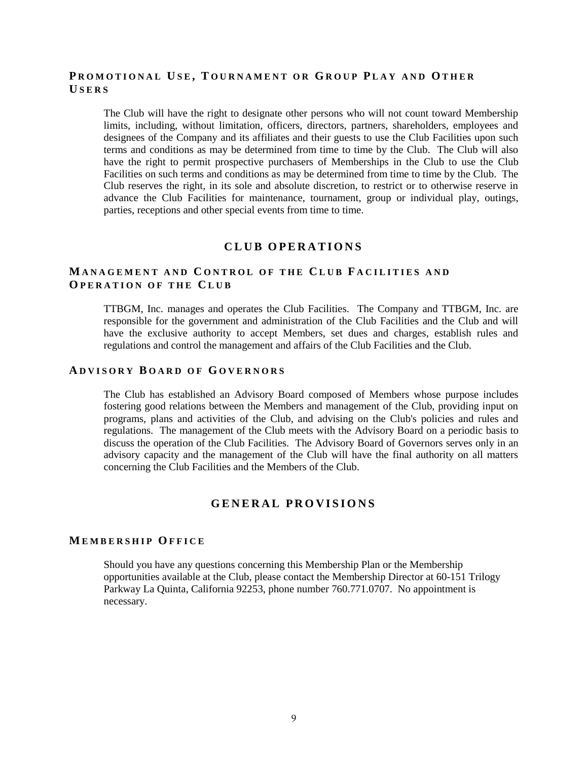### Promotional Use, Tournament or Group Play and Other Users

The Club will have the right to designate other persons who will not count toward Membership limits, including, without limitation, officers, directors, partners, shareholders, employees and designees of the Company and its affiliates and their guests to use the Club Facilities upon such terms and conditions as may be determined from time to time by the Club. The Club will also have the right to permit prospective purchasers of Memberships in the Club to use the Club Facilities on such terms and conditions as may be determined from time to time by the Club. The Club reserves the right, in its sole and absolute discretion, to restrict or to otherwise reserve in advance the Club Facilities for maintenance, tournament, group or individual play, outings, parties, receptions and other special events from time to time.

## CLUB OPERATIONS

### Management and Control of the Club Facilities and Operation of the Club

TTBGM, Inc. manages and operates the Club Facilities. The Company and TTBGM, Inc. are responsible for the government and administration of the Club Facilities and the Club and will have the exclusive authority to accept Members, set dues and charges, establish rules and regulations and control the management and affairs of the Club Facilities and the Club.

### Advisory Board of Governors

The Club has established an Advisory Board composed of Members whose purpose includes fostering good relations between the Members and management of the Club, providing input on programs, plans and activities of the Club, and advising on the Club's policies and rules and regulations. The management of the Club meets with the Advisory Board on a periodic basis to discuss the operation of the Club Facilities. The Advisory Board of Governors serves only in an advisory capacity and the management of the Club will have the final authority on all matters concerning the Club Facilities and the Members of the Club.

## GENERAL PROVISIONS

### Membership Office

Should you have any questions concerning this Membership Plan or the Membership opportunities available at the Club, please contact the Membership Director at 60-151 Trilogy Parkway La Quinta, California 92253, phone number 760.771.0707. No appointment is necessary.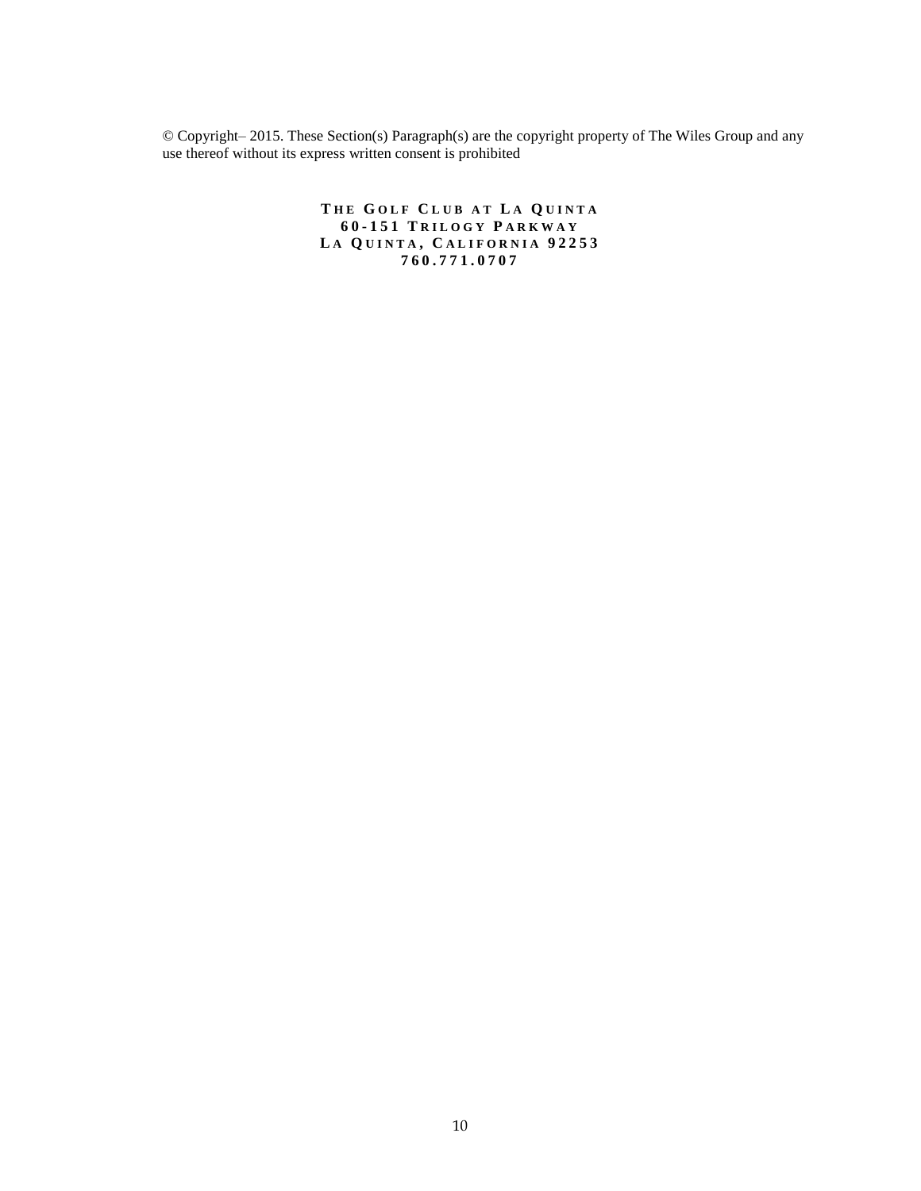© Copyright– 2015. These Section(s) Paragraph(s) are the copyright property of The Wiles Group and any use thereof without its express written consent is prohibited

**THE GOLF CLUB AT LA QUINTA**
**60-151 TRILOGY PARKWAY**
**LA QUINTA, CALIFORNIA 92253**
**760.771.0707**